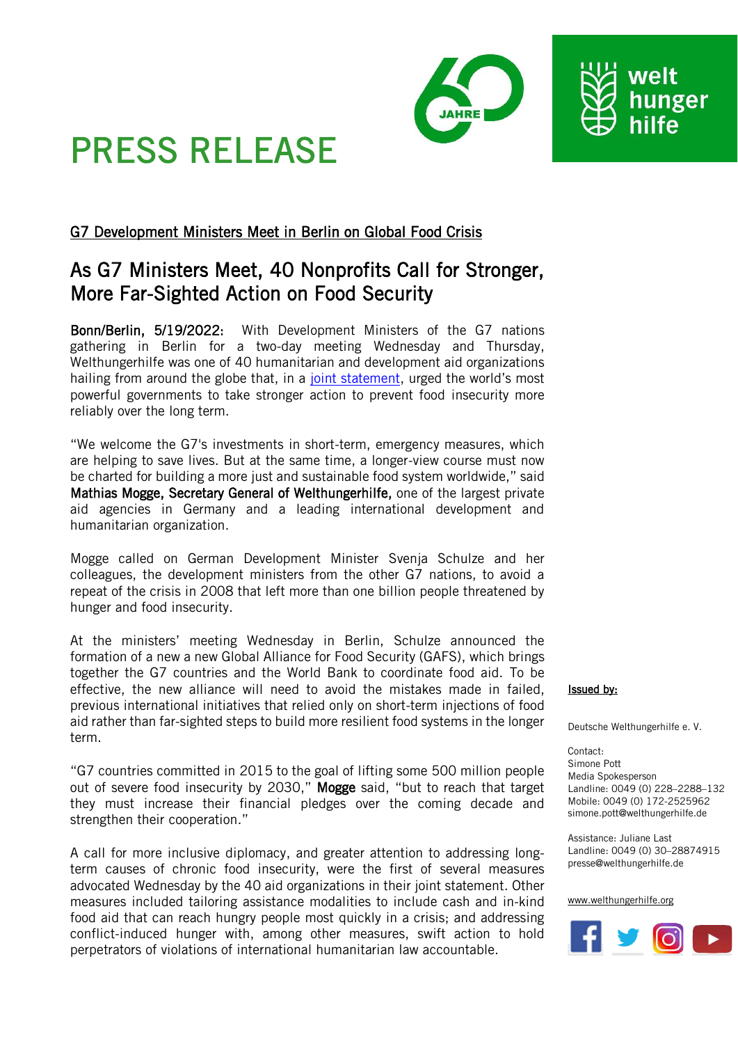# PRESS RELEASE

G7 Development Ministers Meet in Berlin on Global Food Crisis

## As G7 Ministers Meet, 40 Nonprofits Call for Stronger, More Far-Sighted Action on Food Security

**Bonn/Berlin, 5/19/2022:** With Development Ministers of the G7 nations gathering in Berlin for a two-day meeting Wednesday and Thursday, Welthungerhilfe was one of 40 humanitarian and development aid organizations hailing from around the globe that, in a joint statement, urged the world's most powerful governments to take stronger action to prevent food insecurity more reliably over the long term.

"We welcome the G7's investments in short-term, emergency measures, which are helping to save lives. But at the same time, a longer-view course must now be charted for building a more just and sustainable food system worldwide," said **Mathias Mogge, Secretary General of Welthungerhilfe,** one of the largest private aid agencies in Germany and a leading international development and humanitarian organization.

Mogge called on German Development Minister Svenja Schulze and her colleagues, the development ministers from the other G7 nations, to avoid a repeat of the crisis in 2008 that left more than one billion people threatened by hunger and food insecurity.

At the ministers' meeting Wednesday in Berlin, Schulze announced the formation of a new a new Global Alliance for Food Security (GAFS), which brings together the G7 countries and the World Bank to coordinate food aid. To be effective, the new alliance will need to avoid the mistakes made in failed, previous international initiatives that relied only on short-term injections of food aid rather than far-sighted steps to build more resilient food systems in the longer term.

"G7 countries committed in 2015 to the goal of lifting some 500 million people out of severe food insecurity by 2030," **Mogge** said, "but to reach that target they must increase their financial pledges over the coming decade and strengthen their cooperation."

A call for more inclusive diplomacy, and greater attention to addressing long-term causes of chronic food insecurity, were the first of several measures advocated Wednesday by the 40 aid organizations in their joint statement. Other measures included tailoring assistance modalities to include cash and in-kind food aid that can reach hungry people most quickly in a crisis; and addressing conflict-induced hunger with, among other measures, swift action to hold perpetrators of violations of international humanitarian law accountable.

Issued by:

Deutsche Welthungerhilfe e. V.

Contact:
Simone Pott
Media Spokesperson
Landline: 0049 (0) 228–2288–132
Mobile: 0049 (0) 172-2525962
simone.pott@welthungerhilfe.de

Assistance: Juliane Last
Landline: 0049 (0) 30–28874915
presse@welthungerhilfe.de

www.welthungerhilfe.org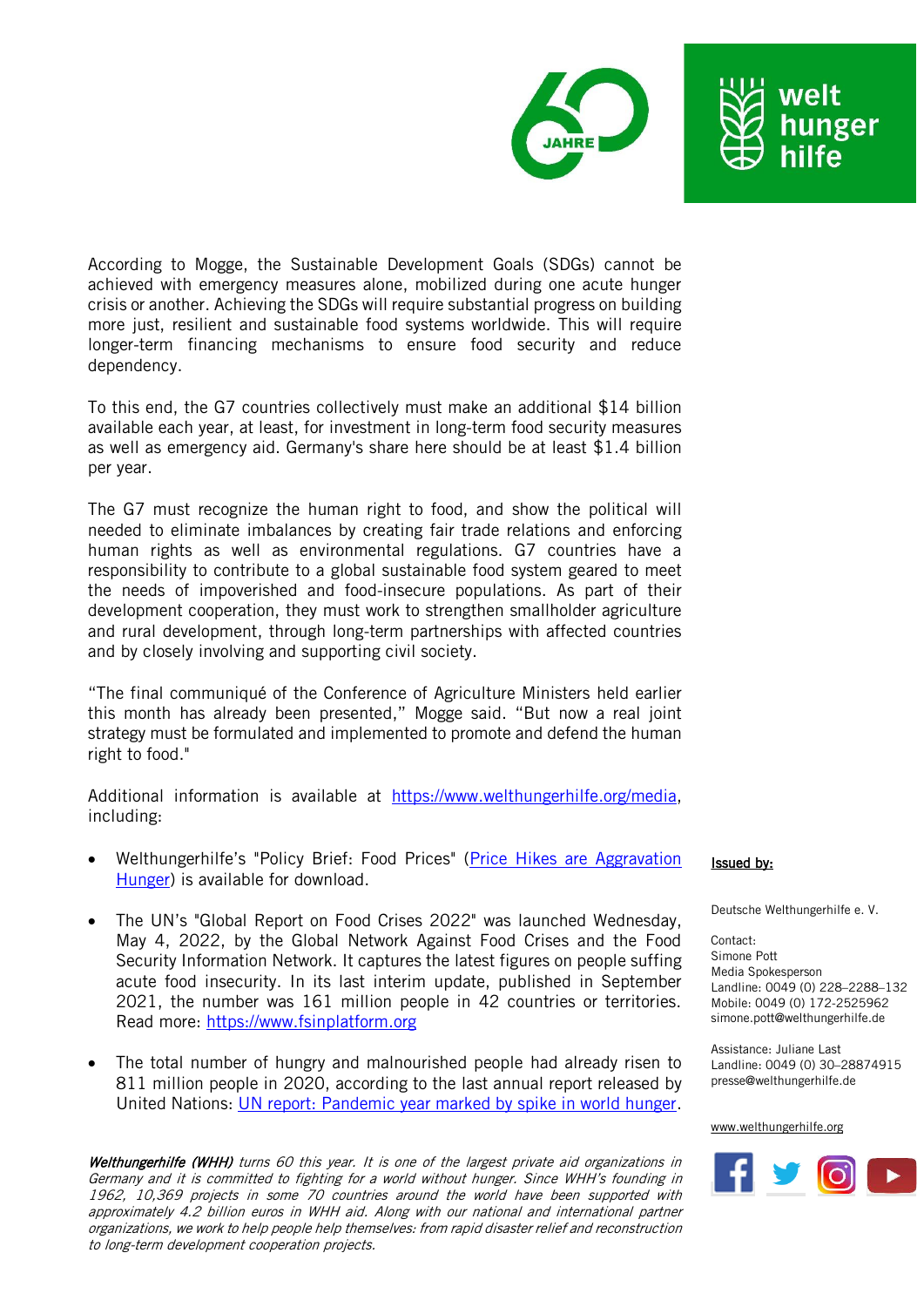According to Mogge, the Sustainable Development Goals (SDGs) cannot be achieved with emergency measures alone, mobilized during one acute hunger crisis or another. Achieving the SDGs will require substantial progress on building more just, resilient and sustainable food systems worldwide. This will require longer-term financing mechanisms to ensure food security and reduce dependency.

To this end, the G7 countries collectively must make an additional $14 billion available each year, at least, for investment in long-term food security measures as well as emergency aid. Germany's share here should be at least $1.4 billion per year.

The G7 must recognize the human right to food, and show the political will needed to eliminate imbalances by creating fair trade relations and enforcing human rights as well as environmental regulations. G7 countries have a responsibility to contribute to a global sustainable food system geared to meet the needs of impoverished and food-insecure populations. As part of their development cooperation, they must work to strengthen smallholder agriculture and rural development, through long-term partnerships with affected countries and by closely involving and supporting civil society.

"The final communiqué of the Conference of Agriculture Ministers held earlier this month has already been presented," Mogge said. "But now a real joint strategy must be formulated and implemented to promote and defend the human right to food."

Additional information is available at https://www.welthungerhilfe.org/media, including:

- Welthungerhilfe's "Policy Brief: Food Prices" (Price Hikes are Aggravation Hunger) is available for download.
- The UN's "Global Report on Food Crises 2022" was launched Wednesday, May 4, 2022, by the Global Network Against Food Crises and the Food Security Information Network. It captures the latest figures on people suffing acute food insecurity. In its last interim update, published in September 2021, the number was 161 million people in 42 countries or territories. Read more: https://www.fsinplatform.org
- The total number of hungry and malnourished people had already risen to 811 million people in 2020, according to the last annual report released by United Nations: UN report: Pandemic year marked by spike in world hunger.

***Welthungerhilfe (WHH)*** *turns 60 this year. It is one of the largest private aid organizations in Germany and it is committed to fighting for a world without hunger. Since WHH's founding in 1962, 10,369 projects in some 70 countries around the world have been supported with approximately 4.2 billion euros in WHH aid. Along with our national and international partner organizations, we work to help people help themselves: from rapid disaster relief and reconstruction to long-term development cooperation projects.*

**Issued by:**

Deutsche Welthungerhilfe e. V.

Contact:
Simone Pott
Media Spokesperson
Landline: 0049 (0) 228–2288–132
Mobile: 0049 (0) 172-2525962
simone.pott@welthungerhilfe.de

Assistance: Juliane Last
Landline: 0049 (0) 30–28874915
presse@welthungerhilfe.de

www.welthungerhilfe.org